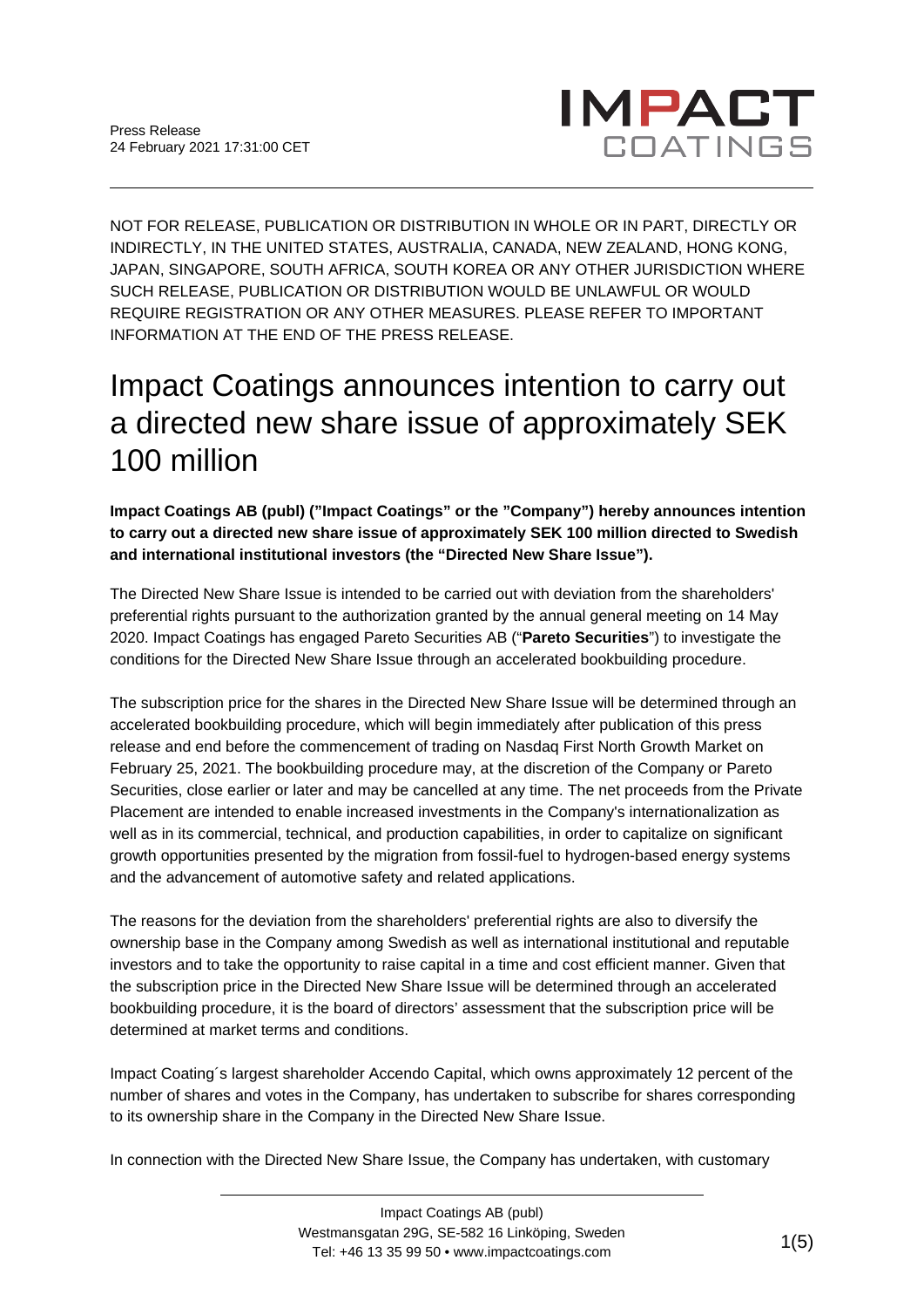Press Release
24 February 2021 17:31:00 CET

NOT FOR RELEASE, PUBLICATION OR DISTRIBUTION IN WHOLE OR IN PART, DIRECTLY OR INDIRECTLY, IN THE UNITED STATES, AUSTRALIA, CANADA, NEW ZEALAND, HONG KONG, JAPAN, SINGAPORE, SOUTH AFRICA, SOUTH KOREA OR ANY OTHER JURISDICTION WHERE SUCH RELEASE, PUBLICATION OR DISTRIBUTION WOULD BE UNLAWFUL OR WOULD REQUIRE REGISTRATION OR ANY OTHER MEASURES. PLEASE REFER TO IMPORTANT INFORMATION AT THE END OF THE PRESS RELEASE.

# Impact Coatings announces intention to carry out a directed new share issue of approximately SEK 100 million

**Impact Coatings AB (publ) ("Impact Coatings" or the "Company") hereby announces intention to carry out a directed new share issue of approximately SEK 100 million directed to Swedish and international institutional investors (the "Directed New Share Issue").**

The Directed New Share Issue is intended to be carried out with deviation from the shareholders' preferential rights pursuant to the authorization granted by the annual general meeting on 14 May 2020. Impact Coatings has engaged Pareto Securities AB ("**Pareto Securities**") to investigate the conditions for the Directed New Share Issue through an accelerated bookbuilding procedure.

The subscription price for the shares in the Directed New Share Issue will be determined through an accelerated bookbuilding procedure, which will begin immediately after publication of this press release and end before the commencement of trading on Nasdaq First North Growth Market on February 25, 2021. The bookbuilding procedure may, at the discretion of the Company or Pareto Securities, close earlier or later and may be cancelled at any time. The net proceeds from the Private Placement are intended to enable increased investments in the Company's internationalization as well as in its commercial, technical, and production capabilities, in order to capitalize on significant growth opportunities presented by the migration from fossil-fuel to hydrogen-based energy systems and the advancement of automotive safety and related applications.

The reasons for the deviation from the shareholders' preferential rights are also to diversify the ownership base in the Company among Swedish as well as international institutional and reputable investors and to take the opportunity to raise capital in a time and cost efficient manner. Given that the subscription price in the Directed New Share Issue will be determined through an accelerated bookbuilding procedure, it is the board of directors' assessment that the subscription price will be determined at market terms and conditions.

Impact Coating´s largest shareholder Accendo Capital, which owns approximately 12 percent of the number of shares and votes in the Company, has undertaken to subscribe for shares corresponding to its ownership share in the Company in the Directed New Share Issue.

In connection with the Directed New Share Issue, the Company has undertaken, with customary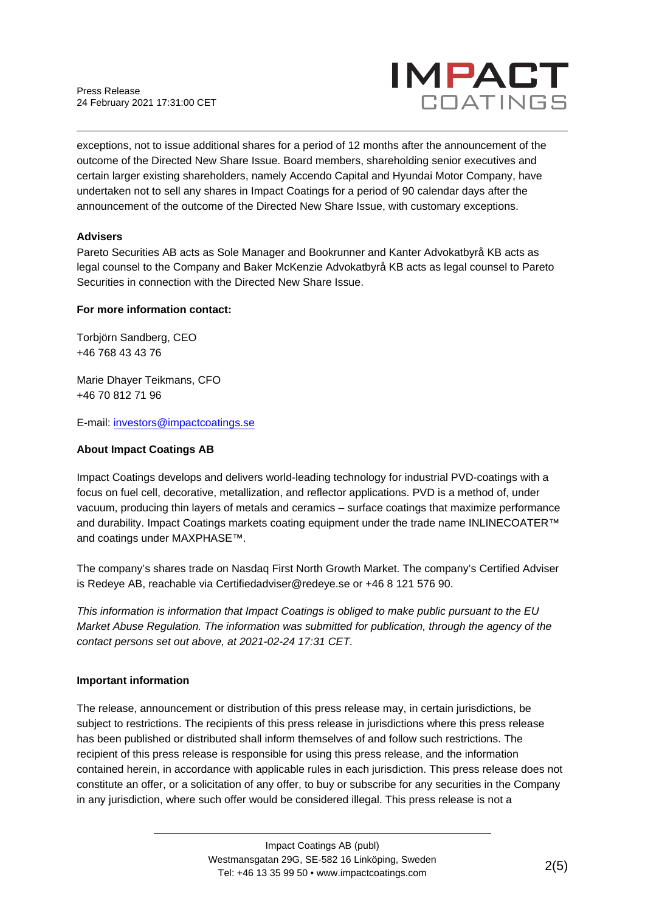exceptions, not to issue additional shares for a period of 12 months after the announcement of the outcome of the Directed New Share Issue. Board members, shareholding senior executives and certain larger existing shareholders, namely Accendo Capital and Hyundai Motor Company, have undertaken not to sell any shares in Impact Coatings for a period of 90 calendar days after the announcement of the outcome of the Directed New Share Issue, with customary exceptions.

**Advisers**

Pareto Securities AB acts as Sole Manager and Bookrunner and Kanter Advokatbyrå KB acts as legal counsel to the Company and Baker McKenzie Advokatbyrå KB acts as legal counsel to Pareto Securities in connection with the Directed New Share Issue.

**For more information contact:**

Torbjörn Sandberg, CEO
+46 768 43 43 76

Marie Dhayer Teikmans, CFO
+46 70 812 71 96

E-mail: investors@impactcoatings.se

**About Impact Coatings AB**

Impact Coatings develops and delivers world-leading technology for industrial PVD-coatings with a focus on fuel cell, decorative, metallization, and reflector applications. PVD is a method of, under vacuum, producing thin layers of metals and ceramics – surface coatings that maximize performance and durability. Impact Coatings markets coating equipment under the trade name INLINECOATER™ and coatings under MAXPHASE™.

The company's shares trade on Nasdaq First North Growth Market. The company's Certified Adviser is Redeye AB, reachable via Certifiedadviser@redeye.se or +46 8 121 576 90.

*This information is information that Impact Coatings is obliged to make public pursuant to the EU Market Abuse Regulation. The information was submitted for publication, through the agency of the contact persons set out above, at 2021-02-24 17:31 CET.*

**Important information**

The release, announcement or distribution of this press release may, in certain jurisdictions, be subject to restrictions. The recipients of this press release in jurisdictions where this press release has been published or distributed shall inform themselves of and follow such restrictions. The recipient of this press release is responsible for using this press release, and the information contained herein, in accordance with applicable rules in each jurisdiction. This press release does not constitute an offer, or a solicitation of any offer, to buy or subscribe for any securities in the Company in any jurisdiction, where such offer would be considered illegal. This press release is not a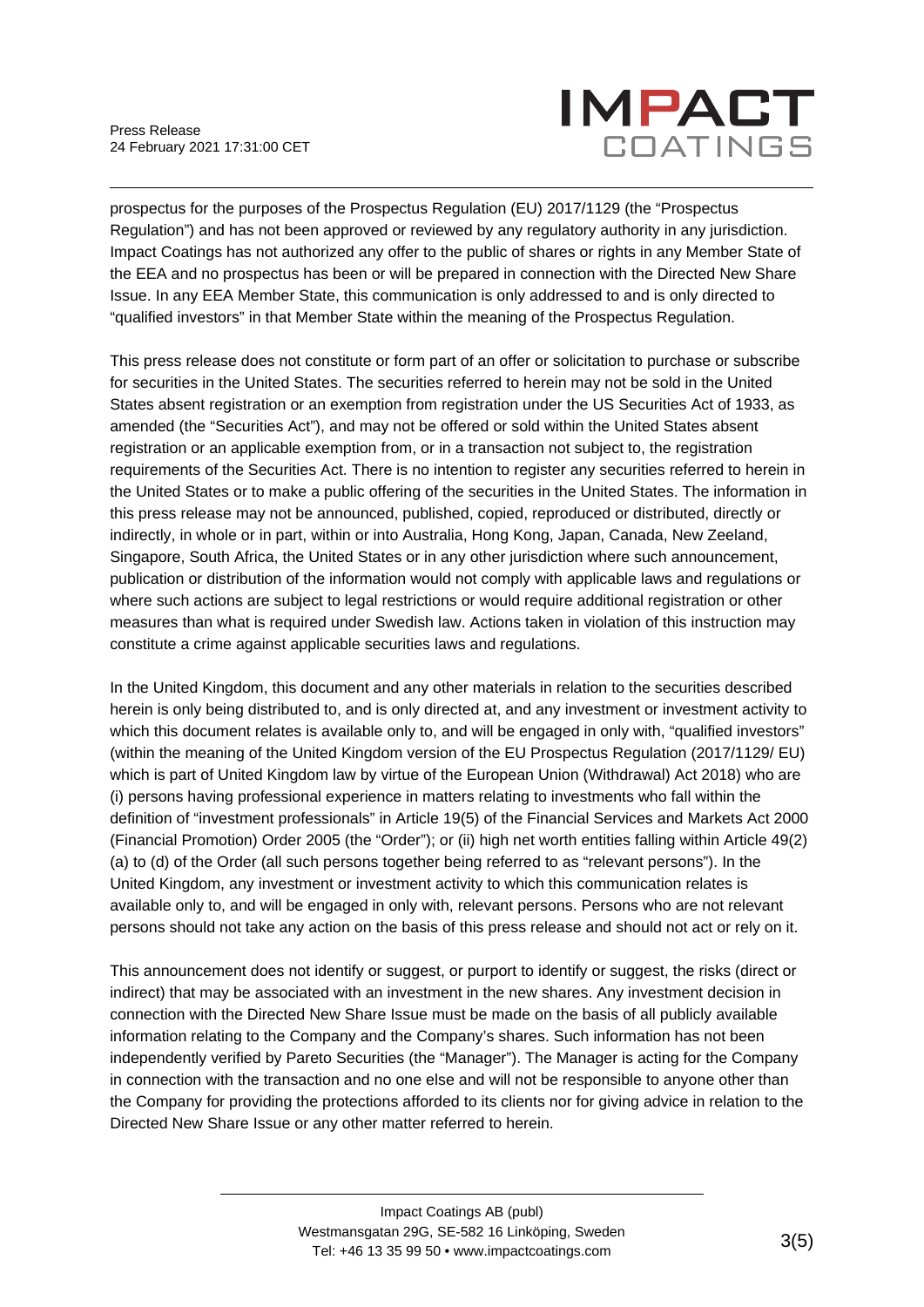prospectus for the purposes of the Prospectus Regulation (EU) 2017/1129 (the "Prospectus Regulation") and has not been approved or reviewed by any regulatory authority in any jurisdiction. Impact Coatings has not authorized any offer to the public of shares or rights in any Member State of the EEA and no prospectus has been or will be prepared in connection with the Directed New Share Issue. In any EEA Member State, this communication is only addressed to and is only directed to "qualified investors" in that Member State within the meaning of the Prospectus Regulation.

This press release does not constitute or form part of an offer or solicitation to purchase or subscribe for securities in the United States. The securities referred to herein may not be sold in the United States absent registration or an exemption from registration under the US Securities Act of 1933, as amended (the "Securities Act"), and may not be offered or sold within the United States absent registration or an applicable exemption from, or in a transaction not subject to, the registration requirements of the Securities Act. There is no intention to register any securities referred to herein in the United States or to make a public offering of the securities in the United States. The information in this press release may not be announced, published, copied, reproduced or distributed, directly or indirectly, in whole or in part, within or into Australia, Hong Kong, Japan, Canada, New Zeeland, Singapore, South Africa, the United States or in any other jurisdiction where such announcement, publication or distribution of the information would not comply with applicable laws and regulations or where such actions are subject to legal restrictions or would require additional registration or other measures than what is required under Swedish law. Actions taken in violation of this instruction may constitute a crime against applicable securities laws and regulations.

In the United Kingdom, this document and any other materials in relation to the securities described herein is only being distributed to, and is only directed at, and any investment or investment activity to which this document relates is available only to, and will be engaged in only with, "qualified investors" (within the meaning of the United Kingdom version of the EU Prospectus Regulation (2017/1129/ EU) which is part of United Kingdom law by virtue of the European Union (Withdrawal) Act 2018) who are (i) persons having professional experience in matters relating to investments who fall within the definition of "investment professionals" in Article 19(5) of the Financial Services and Markets Act 2000 (Financial Promotion) Order 2005 (the "Order"); or (ii) high net worth entities falling within Article 49(2) (a) to (d) of the Order (all such persons together being referred to as "relevant persons"). In the United Kingdom, any investment or investment activity to which this communication relates is available only to, and will be engaged in only with, relevant persons. Persons who are not relevant persons should not take any action on the basis of this press release and should not act or rely on it.

This announcement does not identify or suggest, or purport to identify or suggest, the risks (direct or indirect) that may be associated with an investment in the new shares. Any investment decision in connection with the Directed New Share Issue must be made on the basis of all publicly available information relating to the Company and the Company's shares. Such information has not been independently verified by Pareto Securities (the "Manager"). The Manager is acting for the Company in connection with the transaction and no one else and will not be responsible to anyone other than the Company for providing the protections afforded to its clients nor for giving advice in relation to the Directed New Share Issue or any other matter referred to herein.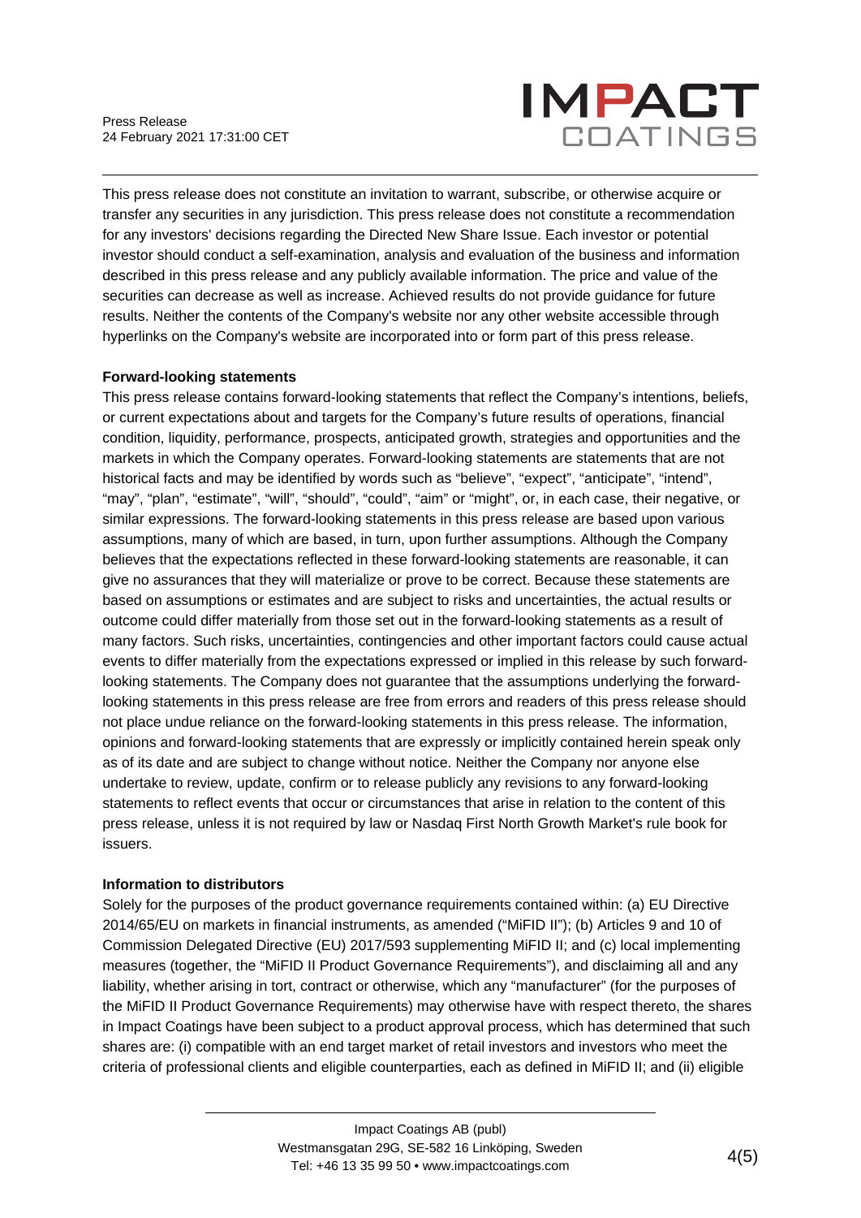This press release does not constitute an invitation to warrant, subscribe, or otherwise acquire or transfer any securities in any jurisdiction. This press release does not constitute a recommendation for any investors' decisions regarding the Directed New Share Issue. Each investor or potential investor should conduct a self-examination, analysis and evaluation of the business and information described in this press release and any publicly available information. The price and value of the securities can decrease as well as increase. Achieved results do not provide guidance for future results. Neither the contents of the Company's website nor any other website accessible through hyperlinks on the Company's website are incorporated into or form part of this press release.

**Forward-looking statements**

This press release contains forward-looking statements that reflect the Company's intentions, beliefs, or current expectations about and targets for the Company's future results of operations, financial condition, liquidity, performance, prospects, anticipated growth, strategies and opportunities and the markets in which the Company operates. Forward-looking statements are statements that are not historical facts and may be identified by words such as "believe", "expect", "anticipate", "intend", "may", "plan", "estimate", "will", "should", "could", "aim" or "might", or, in each case, their negative, or similar expressions. The forward-looking statements in this press release are based upon various assumptions, many of which are based, in turn, upon further assumptions. Although the Company believes that the expectations reflected in these forward-looking statements are reasonable, it can give no assurances that they will materialize or prove to be correct. Because these statements are based on assumptions or estimates and are subject to risks and uncertainties, the actual results or outcome could differ materially from those set out in the forward-looking statements as a result of many factors. Such risks, uncertainties, contingencies and other important factors could cause actual events to differ materially from the expectations expressed or implied in this release by such forward-looking statements. The Company does not guarantee that the assumptions underlying the forward-looking statements in this press release are free from errors and readers of this press release should not place undue reliance on the forward-looking statements in this press release. The information, opinions and forward-looking statements that are expressly or implicitly contained herein speak only as of its date and are subject to change without notice. Neither the Company nor anyone else undertake to review, update, confirm or to release publicly any revisions to any forward-looking statements to reflect events that occur or circumstances that arise in relation to the content of this press release, unless it is not required by law or Nasdaq First North Growth Market's rule book for issuers.

**Information to distributors**

Solely for the purposes of the product governance requirements contained within: (a) EU Directive 2014/65/EU on markets in financial instruments, as amended ("MiFID II"); (b) Articles 9 and 10 of Commission Delegated Directive (EU) 2017/593 supplementing MiFID II; and (c) local implementing measures (together, the "MiFID II Product Governance Requirements"), and disclaiming all and any liability, whether arising in tort, contract or otherwise, which any "manufacturer" (for the purposes of the MiFID II Product Governance Requirements) may otherwise have with respect thereto, the shares in Impact Coatings have been subject to a product approval process, which has determined that such shares are: (i) compatible with an end target market of retail investors and investors who meet the criteria of professional clients and eligible counterparties, each as defined in MiFID II; and (ii) eligible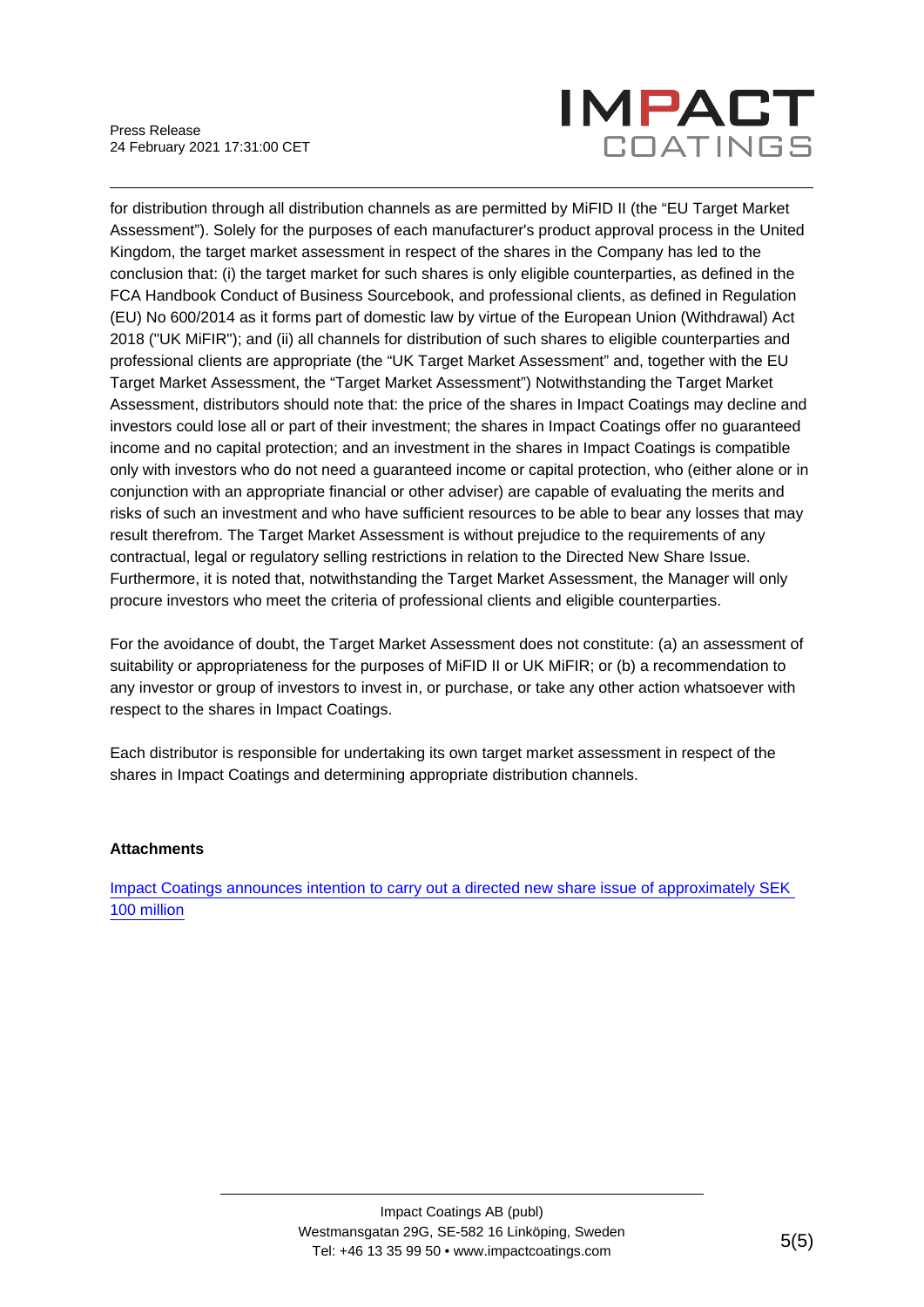for distribution through all distribution channels as are permitted by MiFID II (the "EU Target Market Assessment"). Solely for the purposes of each manufacturer's product approval process in the United Kingdom, the target market assessment in respect of the shares in the Company has led to the conclusion that: (i) the target market for such shares is only eligible counterparties, as defined in the FCA Handbook Conduct of Business Sourcebook, and professional clients, as defined in Regulation (EU) No 600/2014 as it forms part of domestic law by virtue of the European Union (Withdrawal) Act 2018 ("UK MiFIR"); and (ii) all channels for distribution of such shares to eligible counterparties and professional clients are appropriate (the "UK Target Market Assessment" and, together with the EU Target Market Assessment, the "Target Market Assessment") Notwithstanding the Target Market Assessment, distributors should note that: the price of the shares in Impact Coatings may decline and investors could lose all or part of their investment; the shares in Impact Coatings offer no guaranteed income and no capital protection; and an investment in the shares in Impact Coatings is compatible only with investors who do not need a guaranteed income or capital protection, who (either alone or in conjunction with an appropriate financial or other adviser) are capable of evaluating the merits and risks of such an investment and who have sufficient resources to be able to bear any losses that may result therefrom. The Target Market Assessment is without prejudice to the requirements of any contractual, legal or regulatory selling restrictions in relation to the Directed New Share Issue. Furthermore, it is noted that, notwithstanding the Target Market Assessment, the Manager will only procure investors who meet the criteria of professional clients and eligible counterparties.

For the avoidance of doubt, the Target Market Assessment does not constitute: (a) an assessment of suitability or appropriateness for the purposes of MiFID II or UK MiFIR; or (b) a recommendation to any investor or group of investors to invest in, or purchase, or take any other action whatsoever with respect to the shares in Impact Coatings.

Each distributor is responsible for undertaking its own target market assessment in respect of the shares in Impact Coatings and determining appropriate distribution channels.

**Attachments**

Impact Coatings announces intention to carry out a directed new share issue of approximately SEK 100 million